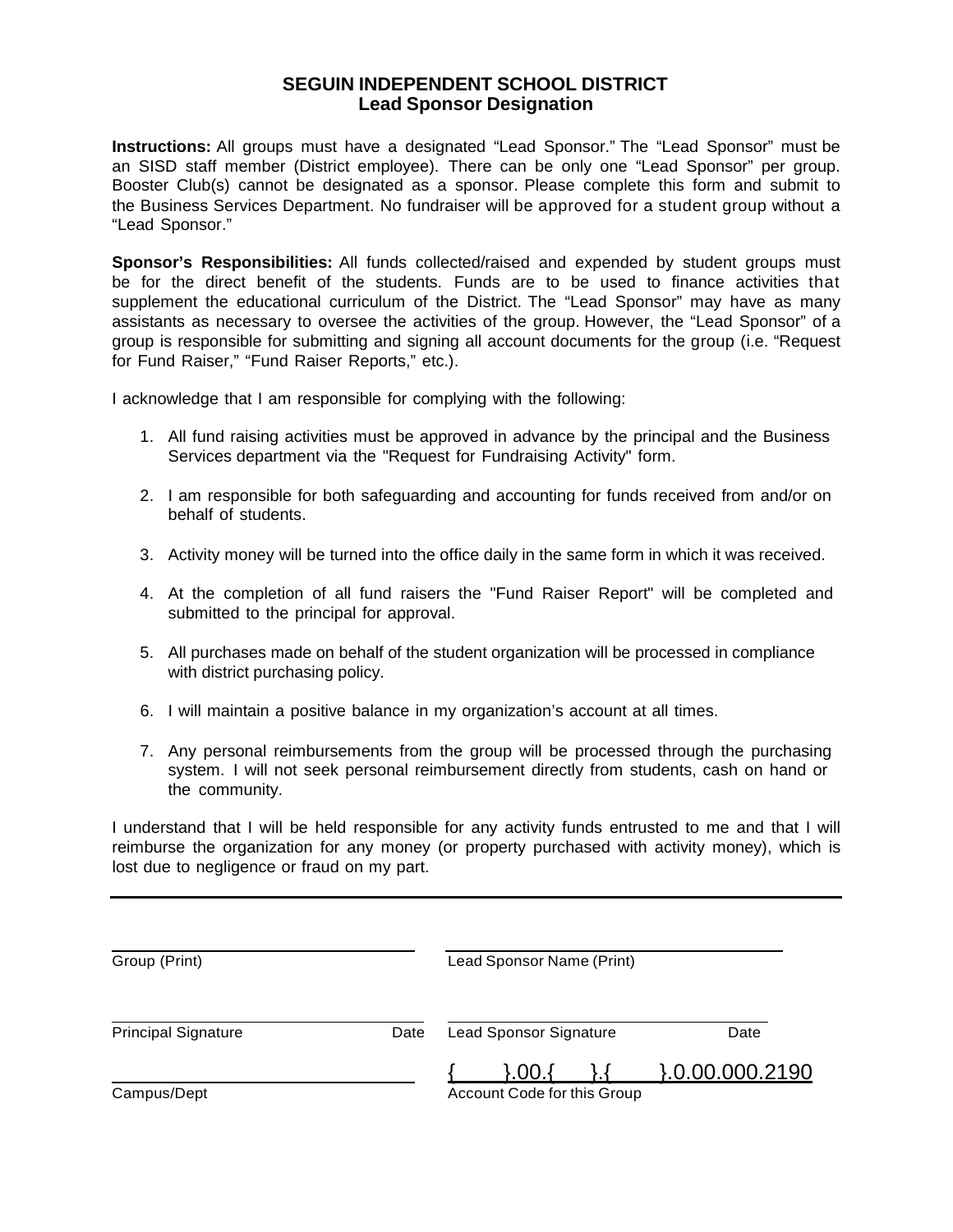# SEGUIN INDEPENDENT SCHOOL DISTRICT
## Lead Sponsor Designation

**Instructions:** All groups must have a designated "Lead Sponsor." The "Lead Sponsor" must be an SISD staff member (District employee). There can be only one "Lead Sponsor" per group. Booster Club(s) cannot be designated as a sponsor. Please complete this form and submit to the Business Services Department. No fundraiser will be approved for a student group without a "Lead Sponsor."

**Sponsor's Responsibilities:** All funds collected/raised and expended by student groups must be for the direct benefit of the students. Funds are to be used to finance activities that supplement the educational curriculum of the District. The "Lead Sponsor" may have as many assistants as necessary to oversee the activities of the group. However, the "Lead Sponsor" of a group is responsible for submitting and signing all account documents for the group (i.e. "Request for Fund Raiser," "Fund Raiser Reports," etc.).

I acknowledge that I am responsible for complying with the following:

1. All fund raising activities must be approved in advance by the principal and the Business Services department via the "Request for Fundraising Activity" form.

2. I am responsible for both safeguarding and accounting for funds received from and/or on behalf of students.

3. Activity money will be turned into the office daily in the same form in which it was received.

4. At the completion of all fund raisers the "Fund Raiser Report" will be completed and submitted to the principal for approval.

5. All purchases made on behalf of the student organization will be processed in compliance with district purchasing policy.

6. I will maintain a positive balance in my organization's account at all times.

7. Any personal reimbursements from the group will be processed through the purchasing system. I will not seek personal reimbursement directly from students, cash on hand or the community.

I understand that I will be held responsible for any activity funds entrusted to me and that I will reimburse the organization for any money (or property purchased with activity money), which is lost due to negligence or fraud on my part.

---

\_\_\_\_\_\_\_\_\_\_\_\_\_\_\_\_\_\_\_\_\_\_\_\_\_\_\_\_\_\_ \_\_\_\_\_\_\_\_\_\_\_\_\_\_\_\_\_\_\_\_\_\_\_\_\_\_\_\_\_\_
Group (Print) Lead Sponsor Name (Print)

\_\_\_\_\_\_\_\_\_\_\_\_\_\_\_\_\_\_\_\_\_\_\_\_\_\_\_\_\_\_ \_\_\_\_\_\_\_\_\_\_\_\_\_\_\_\_\_\_\_\_\_\_\_\_\_\_\_\_\_\_
Principal Signature Date Lead Sponsor Signature Date

\_\_\_\_\_\_\_\_\_\_\_\_\_\_\_\_\_\_\_\_\_\_\_\_\_\_\_\_\_\_ {\_\_\_\_}.00.{\_\_\_}.{\_\_\_\_}.0.00.000.2190
Campus/Dept Account Code for this Group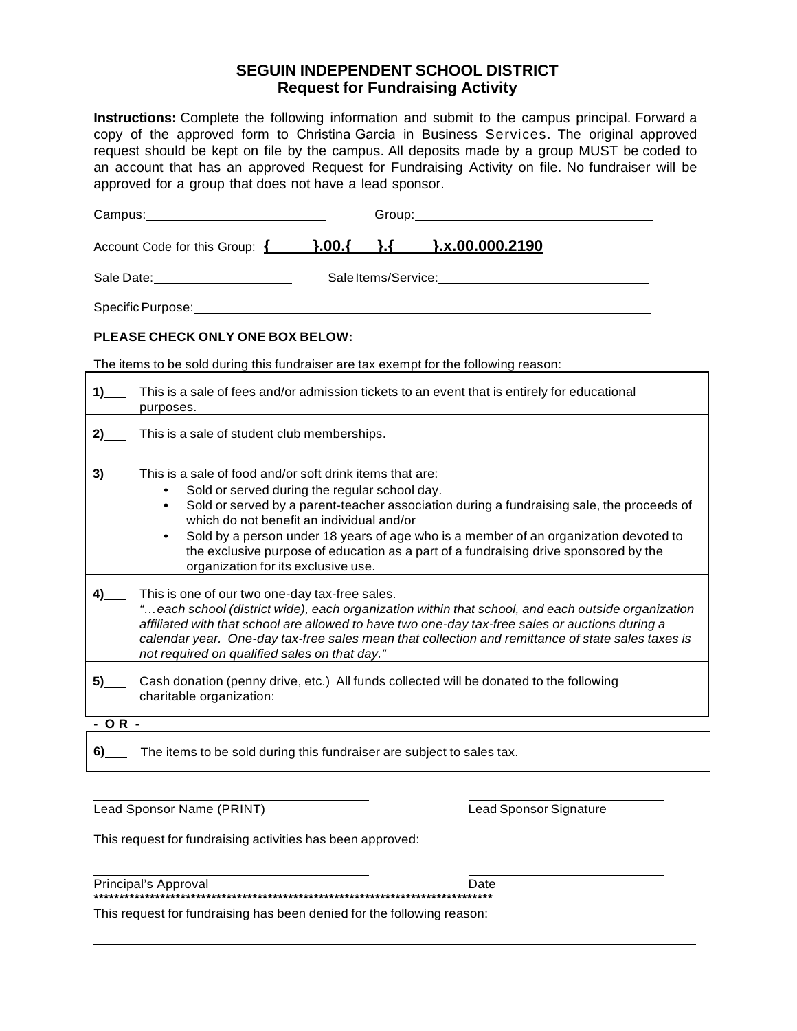# SEGUIN INDEPENDENT SCHOOL DISTRICT
## Request for Fundraising Activity

**Instructions:** Complete the following information and submit to the campus principal. Forward a copy of the approved form to Christina Garcia in Business Services. The original approved request should be kept on file by the campus. All deposits made by a group MUST be coded to an account that has an approved Request for Fundraising Activity on file. No fundraiser will be approved for a group that does not have a lead sponsor.

Campus: ____________________ Group: ____________________

Account Code for this Group: **{ }.00.{ }.{ }.x.00.000.2190**

Sale Date: ____________________ Sale Items/Service: ____________________

Specific Purpose: ____________________

**PLEASE CHECK ONLY ONE BOX BELOW:**

The items to be sold during this fundraiser are tax exempt for the following reason:

**1)**___ This is a sale of fees and/or admission tickets to an event that is entirely for educational purposes.

**2)**___ This is a sale of student club memberships.

**3)**___ This is a sale of food and/or soft drink items that are:

- Sold or served during the regular school day.
- Sold or served by a parent-teacher association during a fundraising sale, the proceeds of which do not benefit an individual and/or
- Sold by a person under 18 years of age who is a member of an organization devoted to the exclusive purpose of education as a part of a fundraising drive sponsored by the organization for its exclusive use.

**4)**___ This is one of our two one-day tax-free sales.
*"…each school (district wide), each organization within that school, and each outside organization affiliated with that school are allowed to have two one-day tax-free sales or auctions during a calendar year. One-day tax-free sales mean that collection and remittance of state sales taxes is not required on qualified sales on that day."*

**5)**___ Cash donation (penny drive, etc.) All funds collected will be donated to the following charitable organization:

**- O R -**

**6)**___ The items to be sold during this fundraiser are subject to sales tax.

____________________ ____________________
Lead Sponsor Name (PRINT) Lead Sponsor Signature

This request for fundraising activities has been approved:

____________________ ____________________
Principal's Approval Date

********************************************************************************

This request for fundraising has been denied for the following reason:

____________________